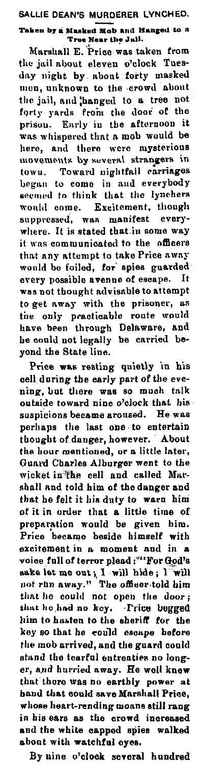# SALLIE DEAN'S MURDERER LYNCHED.

### Taken by a Masked Mob and Hanged to a Tree Near the Jail.

Marshall E. Price was taken from the jail about eleven o'clock Tuesday night by about forty masked men, unknown to the crowd about the jail, and hanged to a tree not forty yards from the door of the prison. Early in the afternoon it was whispered that a mob would be here, and there were mysterious movements by several strangers in town. Toward nightfall carriages began to come in and everybody seemed to think that the lynchers would come. Excitement, though suppressed, was manifest everywhere. It is stated that in some way it was communicated to the officers that any attempt to take Price away would be foiled, for spies guarded every possible avenue of escape. It was not thought advisable to attempt to get away with the prisoner, as the only practicable route would have been through Delaware, and he could not legally be carried beyond the State line.

Price was resting quietly in his cell during the early part of the evening, but there was so much talk outside toward nine o'clock that his suspicions became aroused. He was perhaps the last one to entertain thought of danger, however. About the hour mentioned, or a little later, Guard Charles Alburger went to the wicket in the cell and called Marshall and told him of the danger and that he felt it his duty to warn him of it in order that a little time of preparation would be given him. Price became beside himself with excitement in a moment and in a voice full of terror plead; "For God's sake let me out; I will hide; I will not run away." The officer told him that he could not open the door; that he had no key. Price begged him to hasten to the sheriff for the key so that he could escape before the mob arrived, and the guard could stand the tearful entreaties no longer, and hurried away. He well knew that there was no earthly power at hand that could save Marshall Price, whose heart-rending moans still rang in his ears as the crowd increased and the white capped spies walked about with watchful eyes.

By nine o'clock several hundred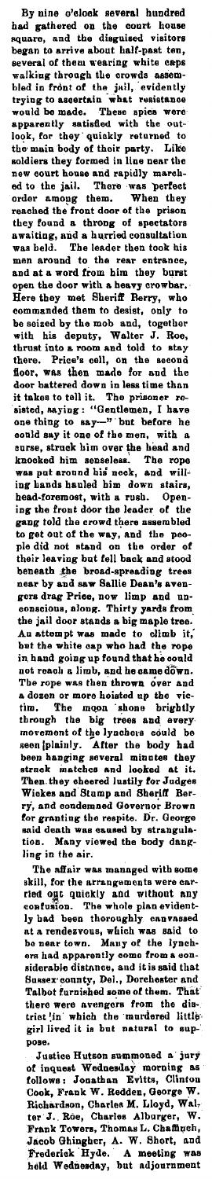By nine o'clock several hundred had gathered on the court house square, and the disguised visitors began to arrive about half-past ten, several of them wearing white caps walking through the crowds assembled in front of the jail, evidently trying to ascertain what resistance would be made. These spies were apparently satisfied with the outlook, for they quickly returned to the main body of their party. Like soldiers they formed in line near the new court house and rapidly marched to the jail. There was perfect order among them. When they reached the front door of the prison they found a throng of spectators awaiting, and a hurried consultation was held. The leader then took his men around to the rear entrance, and at a word from him they burst open the door with a heavy crowbar. Here they met Sheriff Berry, who commanded them to desist, only to be seized by the mob and, together with his deputy, Walter J. Roe, thrust into a room and told to stay there. Price's cell, on the second floor, was then made for and the door battered down in less time than it takes to tell it. The prisoner resisted, saying: "Gentlemen, I have one thing to say—" but before he could say it one of the men, with a curse, struck him over the head and knocked him senseless. The rope was put around his neck, and willing hands hauled him down stairs, head-foremost, with a rush. Opening the front door the leader of the gang told the crowd there assembled to get out of the way, and the people did not stand on the order of their leaving but fell back and stood beneath the broad-spreading trees near by and saw Sallie Dean's avengers drag Price, now limp and unconscious, along. Thirty yards from the jail door stands a big maple tree. An attempt was made to climb it, but the white cap who had the rope in hand going up found that he could not reach a limb, and he came down. The rope was then thrown over and a dozen or more hoisted up the victim. The moon shone brightly through the big trees and every movement of the lynchers could be seen plainly. After the body had been hanging several minutes they struck matches and looked at it. Then they cheered lustily for Judges Wickes and Stump and Sheriff Berry, and condemned Governor Brown for granting the respite. Dr. George said death was caused by strangulation. Many viewed the body dangling in the air.

The affair was managed with some skill, for the arrangements were carried out quickly and without any confusion. The whole plan evidently had been thoroughly canvassed at a rendezvous, which was said to be near town. Many of the lynchers had apparently come from a considerable distance, and it is said that Sussex county, Del., Dorchester and Talbot furnished some of them. That there were avengers from the district in which the murdered little girl lived it is but natural to suppose.

Justice Hutson summoned a jury of inquest Wednesday morning as follows: Jonathan Evitts, Clinton Cook, Frank W. Redden, George W. Richardson, Charles M. Lloyd, Walter J. Roe, Charles Alburger, W. Frank Towers, Thomas L. Chaffinch, Jacob Ghingher, A. W. Short, and Frederick Hyde. A meeting was held Wednesday, but adjournment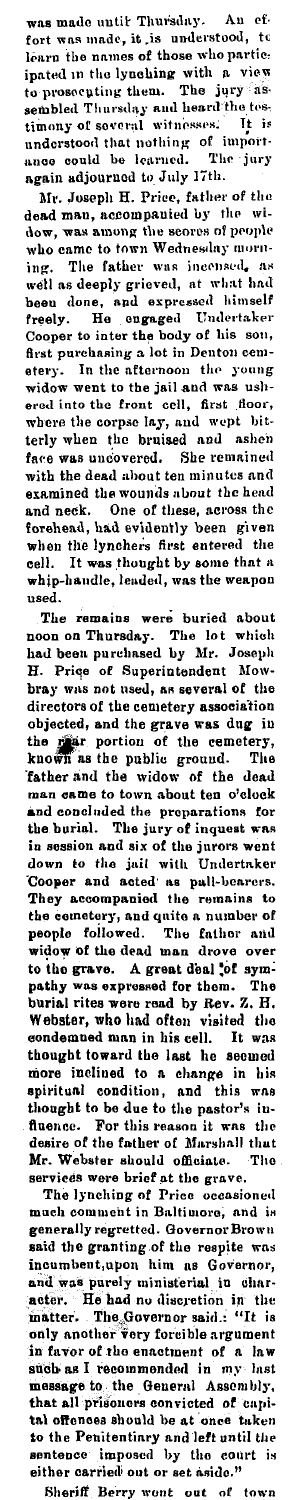was made until Thursday. An effort was made, it is understood, to learn the names of those who participated in the lynching with a view to prosecuting them. The jury assembled Thursday and heard the testimony of several witnesses. It is understood that nothing of importance could be learned. The jury again adjourned to July 17th.

Mr. Joseph H. Price, father of the dead man, accompanied by the widow, was among the scores of people who came to town Wednesday morning. The father was incensed, as well as deeply grieved, at what had been done, and expressed himself freely. He engaged Undertaker Cooper to inter the body of his son, first purchasing a lot in Denton cemetery. In the afternoon the young widow went to the jail and was ushered into the front cell, first floor, where the corpse lay, and wept bitterly when the bruised and ashen face was uncovered. She remained with the dead about ten minutes and examined the wounds about the head and neck. One of these, across the forehead, had evidently been given when the lynchers first entered the cell. It was thought by some that a whip-handle, leaded, was the weapon used.

The remains were buried about noon on Thursday. The lot which had been purchased by Mr. Joseph H. Price of Superintendent Mowbray was not used, as several of the directors of the cemetery association objected, and the grave was dug in the rear portion of the cemetery, known as the public ground. The father and the widow of the dead man came to town about ten o'clock and concluded the preparations for the burial. The jury of inquest was in session and six of the jurors went down to the jail with Undertaker Cooper and acted as pall-bearers. They accompanied the remains to the cemetery, and quite a number of people followed. The father and widow of the dead man drove over to the grave. A great deal of sympathy was expressed for them. The burial rites were read by Rev. Z. H. Webster, who had often visited the condemned man in his cell. It was thought toward the last he seemed more inclined to a change in his spiritual condition, and this was thought to be due to the pastor's influence. For this reason it was the desire of the father of Marshall that Mr. Webster should officiate. The services were brief at the grave.

The lynching of Price occasioned much comment in Baltimore, and is generally regretted. Governor Brown said the granting of the respite was incumbent upon him as Governor, and was purely ministerial in character. He had no discretion in the matter. The Governor said: "It is only another very forcible argument in favor of the enactment of a law such as I recommended in my last message to the General Assembly, that all prisoners convicted of capital offences should be at once taken to the Penitentiary and left until the sentence imposed by the court is either carried out or set aside."

Sheriff Berry went out of town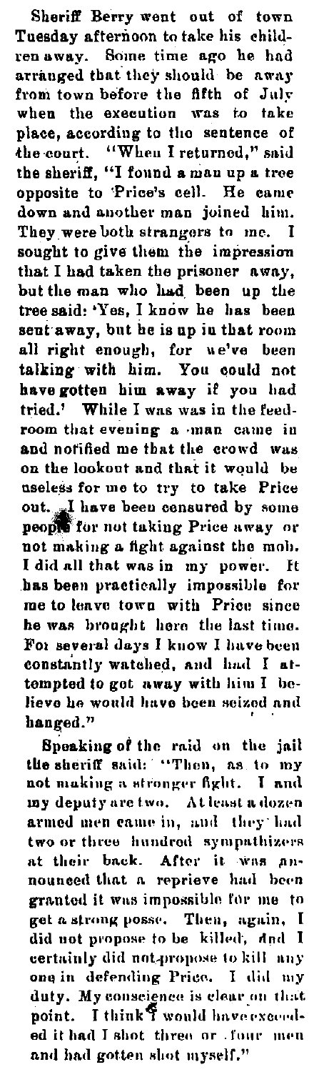Sheriff Berry went out of town Tuesday afternoon to take his children away. Some time ago he had arranged that they should be away from town before the fifth of July when the execution was to take place, according to the sentence of the court. "When I returned," said the sheriff, "I found a man up a tree opposite to Price's cell. He came down and another man joined him. They were both strangers to me. I sought to give them the impression that I had taken the prisoner away, but the man who had been up the tree said: 'Yes, I know he has been sent away, but he is up in that room all right enough, for we've been talking with him. You could not have gotten him away if you had tried.' While I was was in the feed-room that evening a man came in and notified me that the crowd was on the lookout and that it would be useless for me to try to take Price out. I have been censured by some people for not taking Price away or not making a fight against the mob. I did all that was in my power. It has been practically impossible for me to leave town with Price since he was brought here the last time. For several days I know I have been constantly watched, and had I attempted to get away with him I believe he would have been seized and hanged."

Speaking of the raid on the jail the sheriff said: "Then, as to my not making a stronger fight. I and my deputy are two. At least a dozen armed men came in, and they had two or three hundred sympathizers at their back. After it was announced that a reprieve had been granted it was impossible for me to get a strong posse. Then, again, I did not propose to be killed, and I certainly did not propose to kill any one in defending Price. I did my duty. My conscience is clear on that point. I think I would have exceeded it had I shot three or four men and had gotten shot myself."